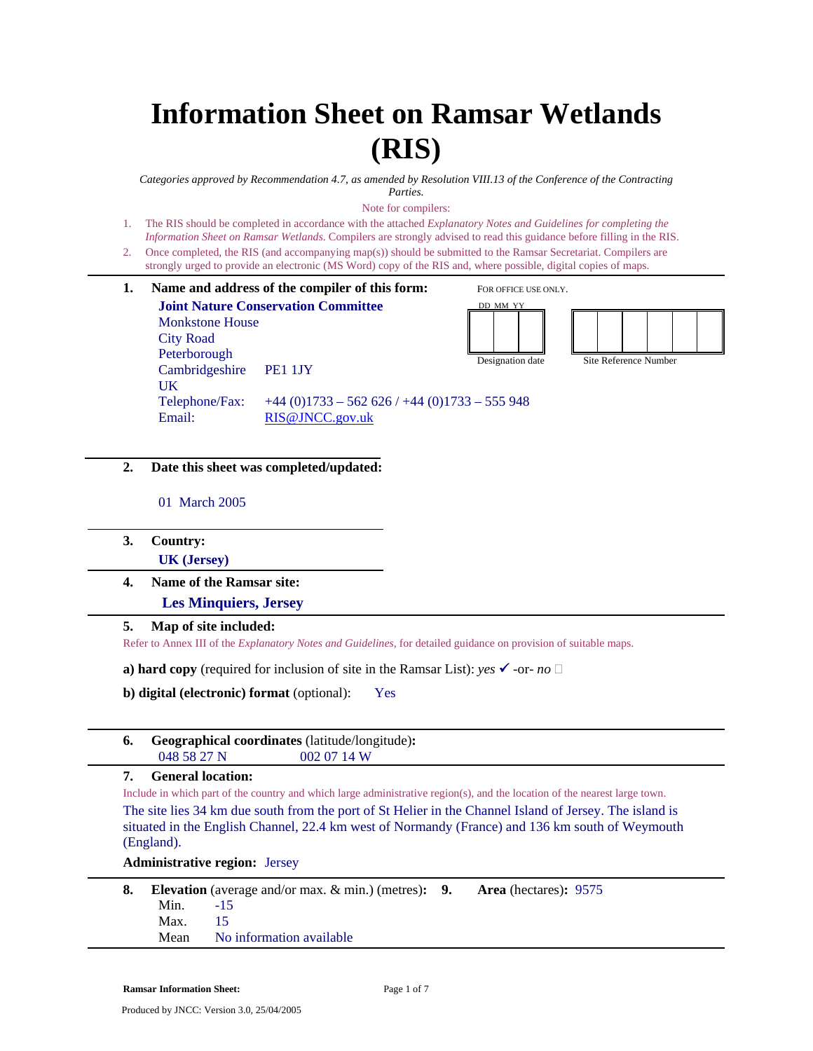# Information Sheet on Ramsar Wetlands (RIS)

*Categories approved by Recommendation 4.7, as amended by Resolution VIII.13 of the Conference of the Contracting Parties.*

Note for compilers:

1. The RIS should be completed in accordance with the attached *Explanatory Notes and Guidelines for completing the Information Sheet on Ramsar Wetlands*. Compilers are strongly advised to read this guidance before filling in the RIS.
2. Once completed, the RIS (and accompanying map(s)) should be submitted to the Ramsar Secretariat. Compilers are strongly urged to provide an electronic (MS Word) copy of the RIS and, where possible, digital copies of maps.

**1. Name and address of the compiler of this form:**

**Joint Nature Conservation Committee**
Monkstone House
City Road
Peterborough
Cambridgeshire PE1 1JY
UK
Telephone/Fax: +44 (0)1733 – 562 626 / +44 (0)1733 – 555 948
Email: RIS@JNCC.gov.uk

FOR OFFICE USE ONLY.

| DD MM YY | |
|---|---|
| Designation date | Site Reference Number |

**2. Date this sheet was completed/updated:**

01 March 2005

**3. Country:**

**UK (Jersey)**

**4. Name of the Ramsar site:**

**Les Minquiers, Jersey**

**5. Map of site included:**

Refer to Annex III of the *Explanatory Notes and Guidelines*, for detailed guidance on provision of suitable maps.

**a) hard copy** (required for inclusion of site in the Ramsar List): *yes* ✓ -or- *no* ☐

**b) digital (electronic) format** (optional): Yes

**6. Geographical coordinates** (latitude/longitude)**:**

048 58 27 N 002 07 14 W

**7. General location:**

Include in which part of the country and which large administrative region(s), and the location of the nearest large town.

The site lies 34 km due south from the port of St Helier in the Channel Island of Jersey. The island is situated in the English Channel, 22.4 km west of Normandy (France) and 136 km south of Weymouth (England).

**Administrative region:** Jersey

**8. Elevation** (average and/or max. & min.) (metres)**:**

Min. -15
Max. 15
Mean No information available

**9. Area** (hectares)**:** 9575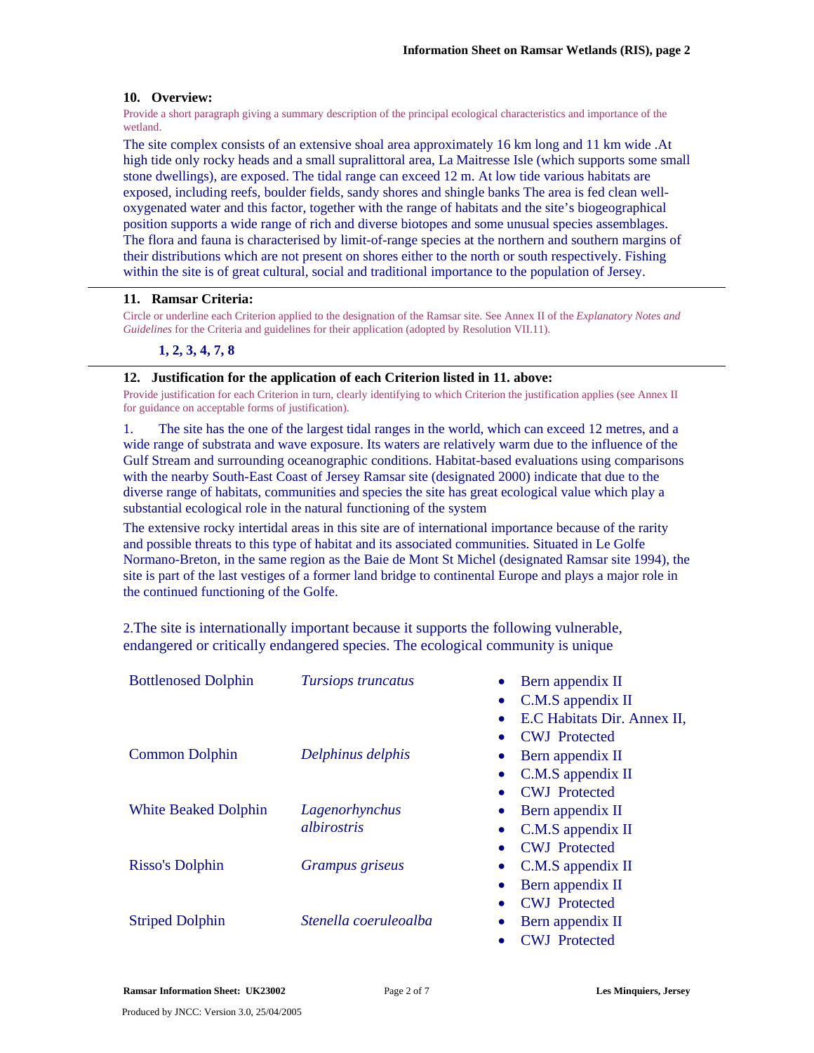## 10. Overview:

Provide a short paragraph giving a summary description of the principal ecological characteristics and importance of the wetland.

The site complex consists of an extensive shoal area approximately 16 km long and 11 km wide .At high tide only rocky heads and a small supralittoral area, La Maitresse Isle (which supports some small stone dwellings), are exposed. The tidal range can exceed 12 m. At low tide various habitats are exposed, including reefs, boulder fields, sandy shores and shingle banks The area is fed clean well-oxygenated water and this factor, together with the range of habitats and the site's biogeographical position supports a wide range of rich and diverse biotopes and some unusual species assemblages. The flora and fauna is characterised by limit-of-range species at the northern and southern margins of their distributions which are not present on shores either to the north or south respectively. Fishing within the site is of great cultural, social and traditional importance to the population of Jersey.

## 11. Ramsar Criteria:

Circle or underline each Criterion applied to the designation of the Ramsar site. See Annex II of the *Explanatory Notes and Guidelines* for the Criteria and guidelines for their application (adopted by Resolution VII.11).

**1, 2, 3, 4, 7, 8**

## 12. Justification for the application of each Criterion listed in 11. above:

Provide justification for each Criterion in turn, clearly identifying to which Criterion the justification applies (see Annex II for guidance on acceptable forms of justification).

1. The site has the one of the largest tidal ranges in the world, which can exceed 12 metres, and a wide range of substrata and wave exposure. Its waters are relatively warm due to the influence of the Gulf Stream and surrounding oceanographic conditions. Habitat-based evaluations using comparisons with the nearby South-East Coast of Jersey Ramsar site (designated 2000) indicate that due to the diverse range of habitats, communities and species the site has great ecological value which play a substantial ecological role in the natural functioning of the system

The extensive rocky intertidal areas in this site are of international importance because of the rarity and possible threats to this type of habitat and its associated communities. Situated in Le Golfe Normano-Breton, in the same region as the Baie de Mont St Michel (designated Ramsar site 1994), the site is part of the last vestiges of a former land bridge to continental Europe and plays a major role in the continued functioning of the Golfe.

2.The site is internationally important because it supports the following vulnerable, endangered or critically endangered species. The ecological community is unique

| | | |
|---|---|---|
| Bottlenosed Dolphin | *Tursiops truncatus* | • Bern appendix II<br>• C.M.S appendix II<br>• E.C Habitats Dir. Annex II,<br>• CWJ Protected |
| Common Dolphin | *Delphinus delphis* | • Bern appendix II<br>• C.M.S appendix II<br>• CWJ Protected |
| White Beaked Dolphin | *Lagenorhynchus albirostris* | • Bern appendix II<br>• C.M.S appendix II<br>• CWJ Protected |
| Risso's Dolphin | *Grampus griseus* | • C.M.S appendix II<br>• Bern appendix II<br>• CWJ Protected |
| Striped Dolphin | *Stenella coeruleoalba* | • Bern appendix II<br>• CWJ Protected |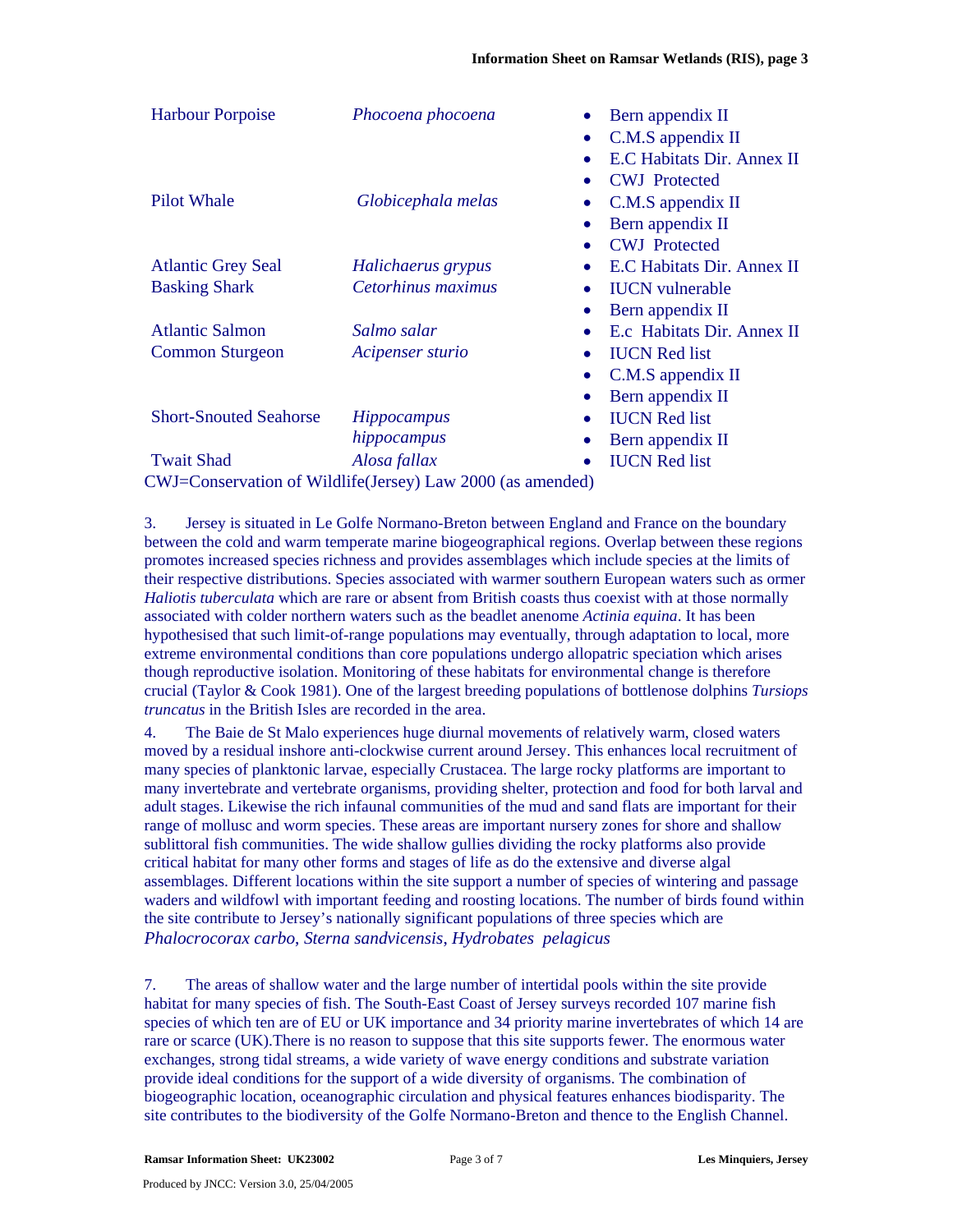| | | |
|---|---|---|
| Harbour Porpoise | *Phocoena phocoena* | • Bern appendix II<br>• C.M.S appendix II<br>• E.C Habitats Dir. Annex II<br>• CWJ Protected |
| Pilot Whale | *Globicephala melas* | • C.M.S appendix II<br>• Bern appendix II<br>• CWJ Protected |
| Atlantic Grey Seal | *Halichaerus grypus* | • E.C Habitats Dir. Annex II |
| Basking Shark | *Cetorhinus maximus* | • IUCN vulnerable<br>• Bern appendix II |
| Atlantic Salmon | *Salmo salar* | • E.c Habitats Dir. Annex II |
| Common Sturgeon | *Acipenser sturio* | • IUCN Red list<br>• C.M.S appendix II<br>• Bern appendix II |
| Short-Snouted Seahorse | *Hippocampus hippocampus* | • IUCN Red list<br>• Bern appendix II |
| Twait Shad | *Alosa fallax* | • IUCN Red list |

CWJ=Conservation of Wildlife(Jersey) Law 2000 (as amended)

3. Jersey is situated in Le Golfe Normano-Breton between England and France on the boundary between the cold and warm temperate marine biogeographical regions. Overlap between these regions promotes increased species richness and provides assemblages which include species at the limits of their respective distributions. Species associated with warmer southern European waters such as ormer *Haliotis tuberculata* which are rare or absent from British coasts thus coexist with at those normally associated with colder northern waters such as the beadlet anemone *Actinia equina*. It has been hypothesised that such limit-of-range populations may eventually, through adaptation to local, more extreme environmental conditions than core populations undergo allopatric speciation which arises though reproductive isolation. Monitoring of these habitats for environmental change is therefore crucial (Taylor & Cook 1981). One of the largest breeding populations of bottlenose dolphins *Tursiops truncatus* in the British Isles are recorded in the area.

4. The Baie de St Malo experiences huge diurnal movements of relatively warm, closed waters moved by a residual inshore anti-clockwise current around Jersey. This enhances local recruitment of many species of planktonic larvae, especially Crustacea. The large rocky platforms are important to many invertebrate and vertebrate organisms, providing shelter, protection and food for both larval and adult stages. Likewise the rich infaunal communities of the mud and sand flats are important for their range of mollusc and worm species. These areas are important nursery zones for shore and shallow sublittoral fish communities. The wide shallow gullies dividing the rocky platforms also provide critical habitat for many other forms and stages of life as do the extensive and diverse algal assemblages. Different locations within the site support a number of species of wintering and passage waders and wildfowl with important feeding and roosting locations. The number of birds found within the site contribute to Jersey's nationally significant populations of three species which are *Phalocrocorax carbo*, *Sterna sandvicensis*, *Hydrobates pelagicus*

7. The areas of shallow water and the large number of intertidal pools within the site provide habitat for many species of fish. The South-East Coast of Jersey surveys recorded 107 marine fish species of which ten are of EU or UK importance and 34 priority marine invertebrates of which 14 are rare or scarce (UK).There is no reason to suppose that this site supports fewer. The enormous water exchanges, strong tidal streams, a wide variety of wave energy conditions and substrate variation provide ideal conditions for the support of a wide diversity of organisms. The combination of biogeographic location, oceanographic circulation and physical features enhances biodisparity. The site contributes to the biodiversity of the Golfe Normano-Breton and thence to the English Channel.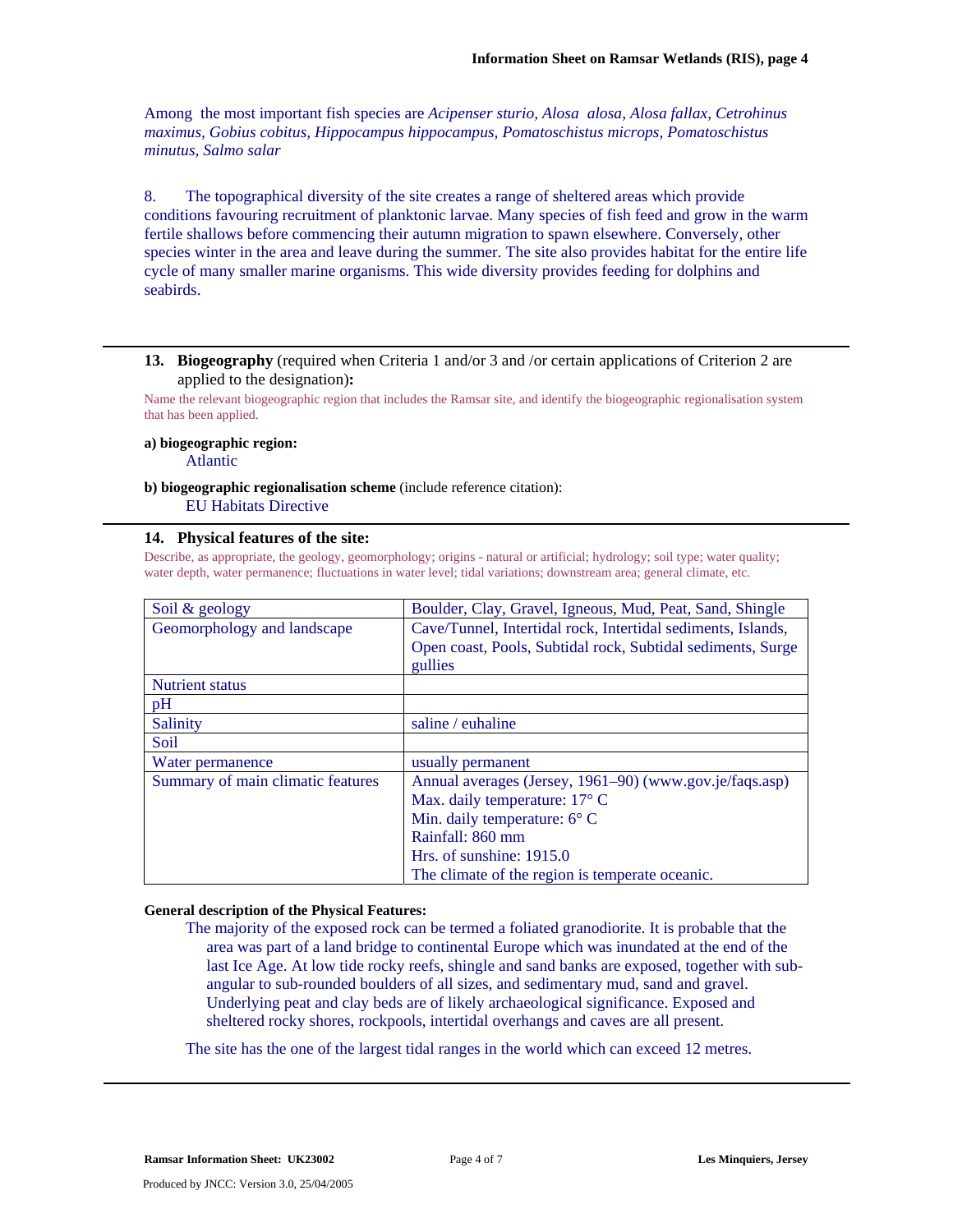Among the most important fish species are *Acipenser sturio, Alosa alosa, Alosa fallax, Cetrohinus maximus, Gobius cobitus, Hippocampus hippocampus, Pomatoschistus microps, Pomatoschistus minutus, Salmo salar*

8. The topographical diversity of the site creates a range of sheltered areas which provide conditions favouring recruitment of planktonic larvae. Many species of fish feed and grow in the warm fertile shallows before commencing their autumn migration to spawn elsewhere. Conversely, other species winter in the area and leave during the summer. The site also provides habitat for the entire life cycle of many smaller marine organisms. This wide diversity provides feeding for dolphins and seabirds.

---

**13. Biogeography** (required when Criteria 1 and/or 3 and /or certain applications of Criterion 2 are applied to the designation)**:**

Name the relevant biogeographic region that includes the Ramsar site, and identify the biogeographic regionalisation system that has been applied.

**a) biogeographic region:**

Atlantic

**b) biogeographic regionalisation scheme** (include reference citation):

EU Habitats Directive

---

**14. Physical features of the site:**

Describe, as appropriate, the geology, geomorphology; origins - natural or artificial; hydrology; soil type; water quality; water depth, water permanence; fluctuations in water level; tidal variations; downstream area; general climate, etc.

| | |
|---|---|
| Soil & geology | Boulder, Clay, Gravel, Igneous, Mud, Peat, Sand, Shingle |
| Geomorphology and landscape | Cave/Tunnel, Intertidal rock, Intertidal sediments, Islands, Open coast, Pools, Subtidal rock, Subtidal sediments, Surge gullies |
| Nutrient status | |
| pH | |
| Salinity | saline / euhaline |
| Soil | |
| Water permanence | usually permanent |
| Summary of main climatic features | Annual averages (Jersey, 1961–90) (www.gov.je/faqs.asp)<br>Max. daily temperature: 17° C<br>Min. daily temperature: 6° C<br>Rainfall: 860 mm<br>Hrs. of sunshine: 1915.0<br>The climate of the region is temperate oceanic. |

**General description of the Physical Features:**

The majority of the exposed rock can be termed a foliated granodiorite. It is probable that the area was part of a land bridge to continental Europe which was inundated at the end of the last Ice Age. At low tide rocky reefs, shingle and sand banks are exposed, together with sub-angular to sub-rounded boulders of all sizes, and sedimentary mud, sand and gravel. Underlying peat and clay beds are of likely archaeological significance. Exposed and sheltered rocky shores, rockpools, intertidal overhangs and caves are all present.

The site has the one of the largest tidal ranges in the world which can exceed 12 metres.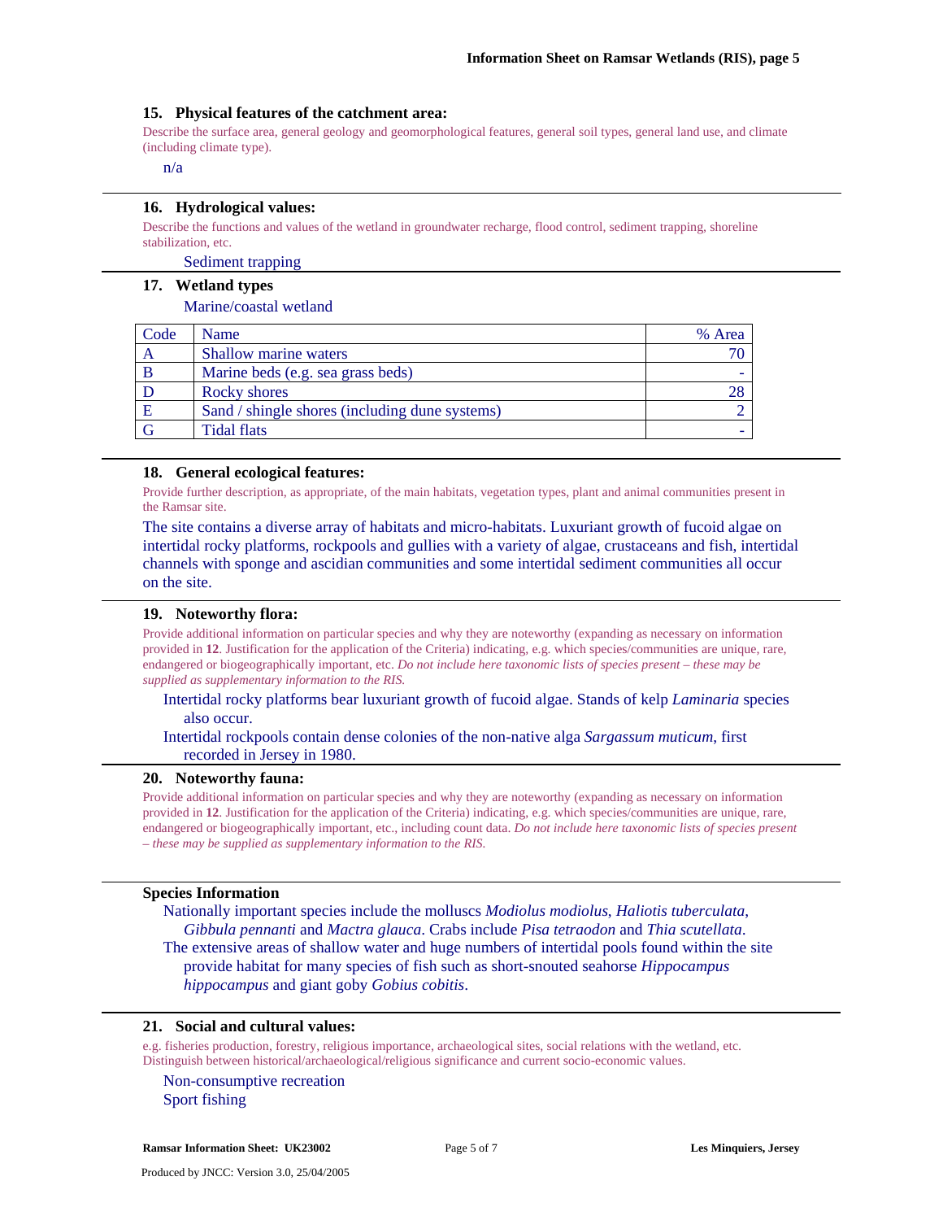### 15. Physical features of the catchment area:

Describe the surface area, general geology and geomorphological features, general soil types, general land use, and climate (including climate type).

n/a

### 16. Hydrological values:

Describe the functions and values of the wetland in groundwater recharge, flood control, sediment trapping, shoreline stabilization, etc.

Sediment trapping

### 17. Wetland types

Marine/coastal wetland

| Code | Name | % Area |
|---|---|---|
| A | Shallow marine waters | 70 |
| B | Marine beds (e.g. sea grass beds) | - |
| D | Rocky shores | 28 |
| E | Sand / shingle shores (including dune systems) | 2 |
| G | Tidal flats | - |

### 18. General ecological features:

Provide further description, as appropriate, of the main habitats, vegetation types, plant and animal communities present in the Ramsar site.

The site contains a diverse array of habitats and micro-habitats. Luxuriant growth of fucoid algae on intertidal rocky platforms, rockpools and gullies with a variety of algae, crustaceans and fish, intertidal channels with sponge and ascidian communities and some intertidal sediment communities all occur on the site.

### 19. Noteworthy flora:

Provide additional information on particular species and why they are noteworthy (expanding as necessary on information provided in **12**. Justification for the application of the Criteria) indicating, e.g. which species/communities are unique, rare, endangered or biogeographically important, etc. *Do not include here taxonomic lists of species present – these may be supplied as supplementary information to the RIS.*

Intertidal rocky platforms bear luxuriant growth of fucoid algae. Stands of kelp *Laminaria* species also occur.

Intertidal rockpools contain dense colonies of the non-native alga *Sargassum muticum*, first recorded in Jersey in 1980.

### 20. Noteworthy fauna:

Provide additional information on particular species and why they are noteworthy (expanding as necessary on information provided in **12**. Justification for the application of the Criteria) indicating, e.g. which species/communities are unique, rare, endangered or biogeographically important, etc., including count data. *Do not include here taxonomic lists of species present – these may be supplied as supplementary information to the RIS.*

#### Species Information

Nationally important species include the molluscs *Modiolus modiolus*, *Haliotis tuberculata*, *Gibbula pennanti* and *Mactra glauca*. Crabs include *Pisa tetraodon* and *Thia scutellata*.

The extensive areas of shallow water and huge numbers of intertidal pools found within the site provide habitat for many species of fish such as short-snouted seahorse *Hippocampus hippocampus* and giant goby *Gobius cobitis*.

### 21. Social and cultural values:

e.g. fisheries production, forestry, religious importance, archaeological sites, social relations with the wetland, etc. Distinguish between historical/archaeological/religious significance and current socio-economic values.

Non-consumptive recreation

Sport fishing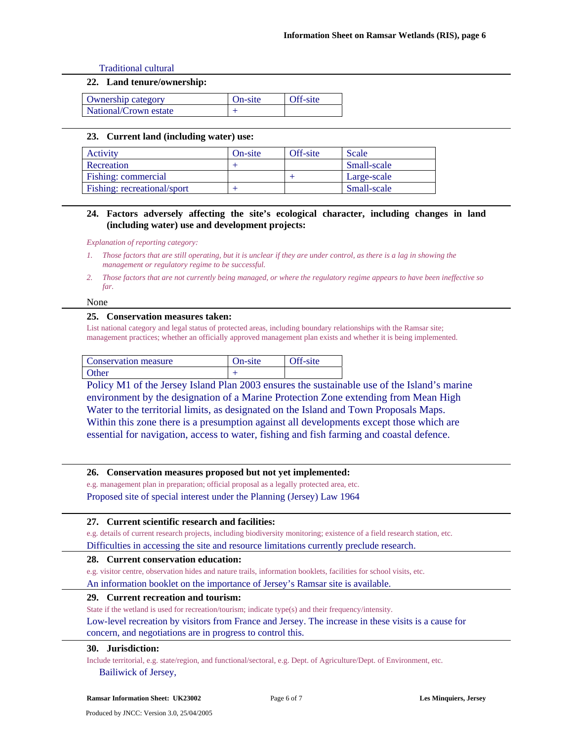Traditional cultural

### 22. Land tenure/ownership:

| Ownership category | On-site | Off-site |
| --- | --- | --- |
| National/Crown estate | + | |

### 23. Current land (including water) use:

| Activity | On-site | Off-site | Scale |
| --- | --- | --- | --- |
| Recreation | + | | Small-scale |
| Fishing: commercial | | + | Large-scale |
| Fishing: recreational/sport | + | | Small-scale |

### 24. Factors adversely affecting the site's ecological character, including changes in land (including water) use and development projects:

*Explanation of reporting category:*

1. *Those factors that are still operating, but it is unclear if they are under control, as there is a lag in showing the management or regulatory regime to be successful.*
2. *Those factors that are not currently being managed, or where the regulatory regime appears to have been ineffective so far.*

None

### 25. Conservation measures taken:

List national category and legal status of protected areas, including boundary relationships with the Ramsar site; management practices; whether an officially approved management plan exists and whether it is being implemented.

| Conservation measure | On-site | Off-site |
| --- | --- | --- |
| Other | + | |

Policy M1 of the Jersey Island Plan 2003 ensures the sustainable use of the Island's marine environment by the designation of a Marine Protection Zone extending from Mean High Water to the territorial limits, as designated on the Island and Town Proposals Maps. Within this zone there is a presumption against all developments except those which are essential for navigation, access to water, fishing and fish farming and coastal defence.

### 26. Conservation measures proposed but not yet implemented:

e.g. management plan in preparation; official proposal as a legally protected area, etc.

Proposed site of special interest under the Planning (Jersey) Law 1964

### 27. Current scientific research and facilities:

e.g. details of current research projects, including biodiversity monitoring; existence of a field research station, etc.

Difficulties in accessing the site and resource limitations currently preclude research.

### 28. Current conservation education:

e.g. visitor centre, observation hides and nature trails, information booklets, facilities for school visits, etc.

An information booklet on the importance of Jersey's Ramsar site is available.

### 29. Current recreation and tourism:

State if the wetland is used for recreation/tourism; indicate type(s) and their frequency/intensity.

Low-level recreation by visitors from France and Jersey. The increase in these visits is a cause for concern, and negotiations are in progress to control this.

### 30. Jurisdiction:

Include territorial, e.g. state/region, and functional/sectoral, e.g. Dept. of Agriculture/Dept. of Environment, etc.

Bailiwick of Jersey,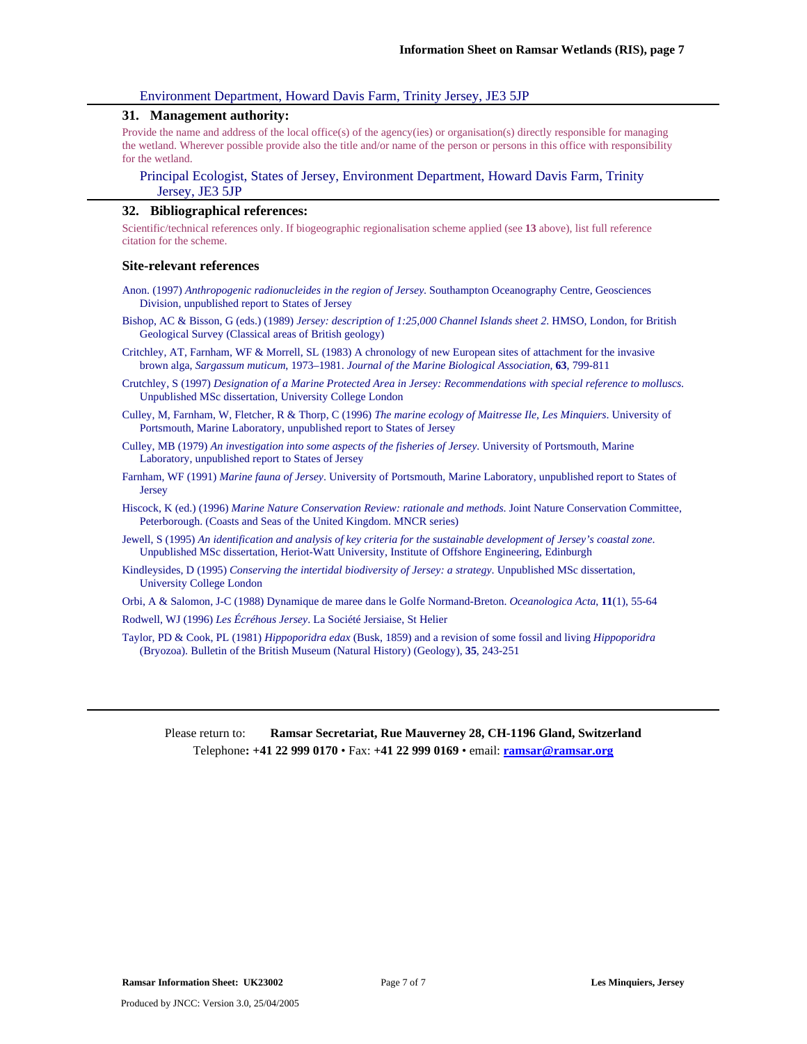Environment Department, Howard Davis Farm, Trinity Jersey, JE3 5JP

## 31. Management authority:

Provide the name and address of the local office(s) of the agency(ies) or organisation(s) directly responsible for managing the wetland. Wherever possible provide also the title and/or name of the person or persons in this office with responsibility for the wetland.

Principal Ecologist, States of Jersey, Environment Department, Howard Davis Farm, Trinity Jersey, JE3 5JP

## 32. Bibliographical references:

Scientific/technical references only. If biogeographic regionalisation scheme applied (see **13** above), list full reference citation for the scheme.

### Site-relevant references

Anon. (1997) *Anthropogenic radionucleides in the region of Jersey*. Southampton Oceanography Centre, Geosciences Division, unpublished report to States of Jersey

Bishop, AC & Bisson, G (eds.) (1989) *Jersey: description of 1:25,000 Channel Islands sheet 2*. HMSO, London, for British Geological Survey (Classical areas of British geology)

Critchley, AT, Farnham, WF & Morrell, SL (1983) A chronology of new European sites of attachment for the invasive brown alga, *Sargassum muticum*, 1973–1981. *Journal of the Marine Biological Association*, **63**, 799-811

Crutchley, S (1997) *Designation of a Marine Protected Area in Jersey: Recommendations with special reference to molluscs*. Unpublished MSc dissertation, University College London

Culley, M, Farnham, W, Fletcher, R & Thorp, C (1996) *The marine ecology of Maitresse Ile, Les Minquiers*. University of Portsmouth, Marine Laboratory, unpublished report to States of Jersey

Culley, MB (1979) *An investigation into some aspects of the fisheries of Jersey*. University of Portsmouth, Marine Laboratory, unpublished report to States of Jersey

Farnham, WF (1991) *Marine fauna of Jersey*. University of Portsmouth, Marine Laboratory, unpublished report to States of Jersey

Hiscock, K (ed.) (1996) *Marine Nature Conservation Review: rationale and methods*. Joint Nature Conservation Committee, Peterborough. (Coasts and Seas of the United Kingdom. MNCR series)

Jewell, S (1995) *An identification and analysis of key criteria for the sustainable development of Jersey's coastal zone*. Unpublished MSc dissertation, Heriot-Watt University, Institute of Offshore Engineering, Edinburgh

Kindleysides, D (1995) *Conserving the intertidal biodiversity of Jersey: a strategy*. Unpublished MSc dissertation, University College London

Orbi, A & Salomon, J-C (1988) Dynamique de maree dans le Golfe Normand-Breton. *Oceanologica Acta*, **11**(1), 55-64

Rodwell, WJ (1996) *Les Écréhous Jersey*. La Société Jersiaise, St Helier

Taylor, PD & Cook, PL (1981) *Hippoporidra edax* (Busk, 1859) and a revision of some fossil and living *Hippoporidra* (Bryozoa). Bulletin of the British Museum (Natural History) (Geology), **35**, 243-251

Please return to: **Ramsar Secretariat, Rue Mauverney 28, CH-1196 Gland, Switzerland**
Telephone**: +41 22 999 0170** • Fax: **+41 22 999 0169** • email: **ramsar@ramsar.org**